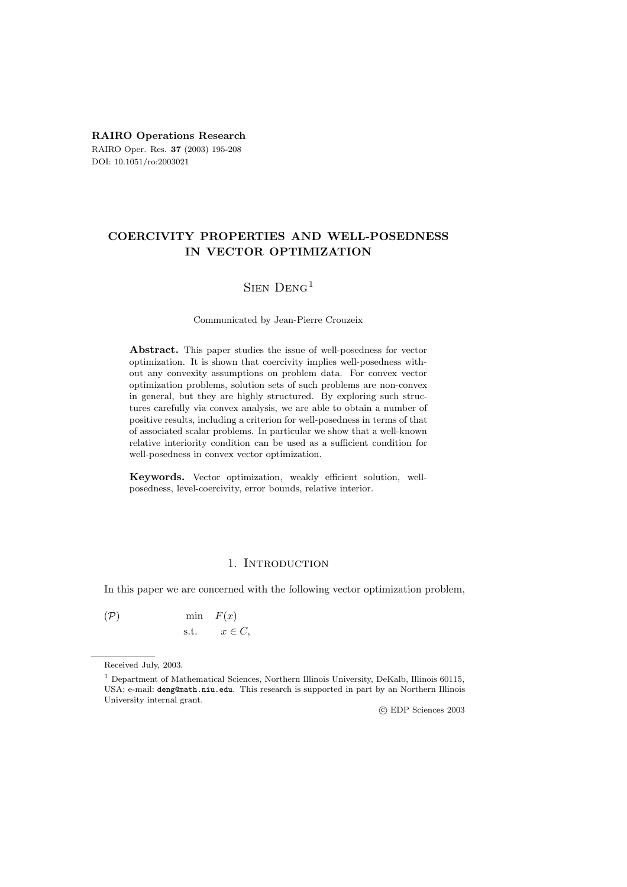**RAIRO Operations Research**

RAIRO Oper. Res. **37** (2003) 195-208

DOI: 10.1051/ro:2003021

# COERCIVITY PROPERTIES AND WELL-POSEDNESS IN VECTOR OPTIMIZATION

Sien Deng[1]

Communicated by Jean-Pierre Crouzeix

**Abstract.** This paper studies the issue of well-posedness for vector optimization. It is shown that coercivity implies well-posedness without any convexity assumptions on problem data. For convex vector optimization problems, solution sets of such problems are non-convex in general, but they are highly structured. By exploring such structures carefully via convex analysis, we are able to obtain a number of positive results, including a criterion for well-posedness in terms of that of associated scalar problems. In particular we show that a well-known relative interiority condition can be used as a sufficient condition for well-posedness in convex vector optimization.

**Keywords.** Vector optimization, weakly efficient solution, well-posedness, level-coercivity, error bounds, relative interior.

## 1. Introduction

In this paper we are concerned with the following vector optimization problem,

$$
(\mathcal{P}) \qquad \begin{array}{ll} \min & F(x) \\ \text{s.t.} & x \in C, \end{array}
$$

Received July, 2003.

[1] Department of Mathematical Sciences, Northern Illinois University, DeKalb, Illinois 60115, USA; e-mail: deng@math.niu.edu. This research is supported in part by an Northern Illinois University internal grant.

© EDP Sciences 2003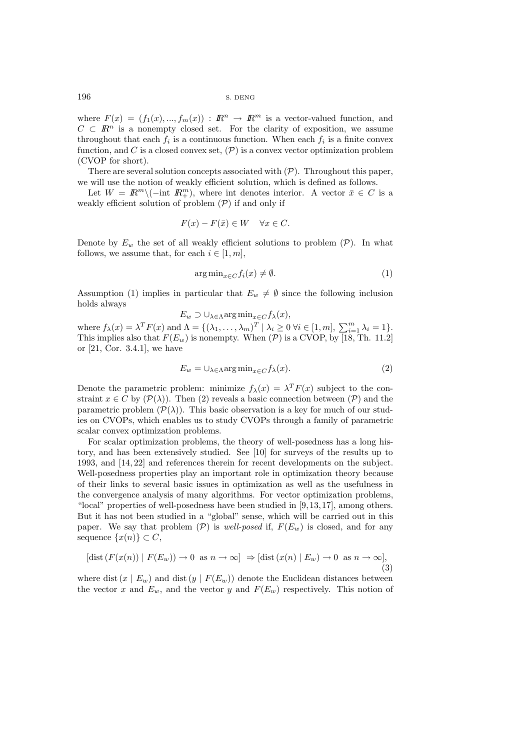where $F(x) = (f_1(x), ..., f_m(x)) : I\!R^n \to I\!R^m$ is a vector-valued function, and $C \subset I\!R^n$ is a nonempty closed set. For the clarity of exposition, we assume throughout that each $f_i$ is a continuous function. When each $f_i$ is a finite convex function, and $C$ is a closed convex set, $(\mathcal{P})$ is a convex vector optimization problem (CVOP for short).

There are several solution concepts associated with $(\mathcal{P})$. Throughout this paper, we will use the notion of weakly efficient solution, which is defined as follows.

Let $W = I\!R^m \backslash (-\text{int } I\!R^m_+)$, where int denotes interior. A vector $\bar{x} \in C$ is a weakly efficient solution of problem $(\mathcal{P})$ if and only if

$$F(x) - F(\bar{x}) \in W \quad \forall x \in C.$$

Denote by $E_w$ the set of all weakly efficient solutions to problem $(\mathcal{P})$. In what follows, we assume that, for each $i \in [1, m]$,

$$\arg\min_{x \in C} f_i(x) \neq \emptyset. \tag{1}$$

Assumption (1) implies in particular that $E_w \neq \emptyset$ since the following inclusion holds always

$$E_w \supset \cup_{\lambda \in \Lambda} \arg\min_{x \in C} f_\lambda(x),$$

where $f_\lambda(x) = \lambda^T F(x)$ and $\Lambda = \{(\lambda_1, \ldots, \lambda_m)^T \mid \lambda_i \geq 0 \; \forall i \in [1, m], \; \sum_{i=1}^m \lambda_i = 1\}$. This implies also that $F(E_w)$ is nonempty. When $(\mathcal{P})$ is a CVOP, by [18, Th. 11.2] or [21, Cor. 3.4.1], we have

$$E_w = \cup_{\lambda \in \Lambda} \arg\min_{x \in C} f_\lambda(x). \tag{2}$$

Denote the parametric problem: minimize $f_\lambda(x) = \lambda^T F(x)$ subject to the constraint $x \in C$ by $(\mathcal{P}(\lambda))$. Then (2) reveals a basic connection between $(\mathcal{P})$ and the parametric problem $(\mathcal{P}(\lambda))$. This basic observation is a key for much of our studies on CVOPs, which enables us to study CVOPs through a family of parametric scalar convex optimization problems.

For scalar optimization problems, the theory of well-posedness has a long history, and has been extensively studied. See [10] for surveys of the results up to 1993, and [14, 22] and references therein for recent developments on the subject. Well-posedness properties play an important role in optimization theory because of their links to several basic issues in optimization as well as the usefulness in the convergence analysis of many algorithms. For vector optimization problems, "local" properties of well-posedness have been studied in [9, 13, 17], among others. But it has not been studied in a "global" sense, which will be carried out in this paper. We say that problem $(\mathcal{P})$ is *well-posed* if, $F(E_w)$ is closed, and for any sequence $\{x(n)\} \subset C$,

$$[\text{dist}\,(F(x(n)) \mid F(E_w)) \to 0 \;\text{ as } n \to \infty] \;\Rightarrow [\text{dist}\,(x(n) \mid E_w) \to 0 \;\text{ as } n \to \infty], \tag{3}$$

where $\text{dist}\,(x \mid E_w)$ and $\text{dist}\,(y \mid F(E_w))$ denote the Euclidean distances between the vector $x$ and $E_w$, and the vector $y$ and $F(E_w)$ respectively. This notion of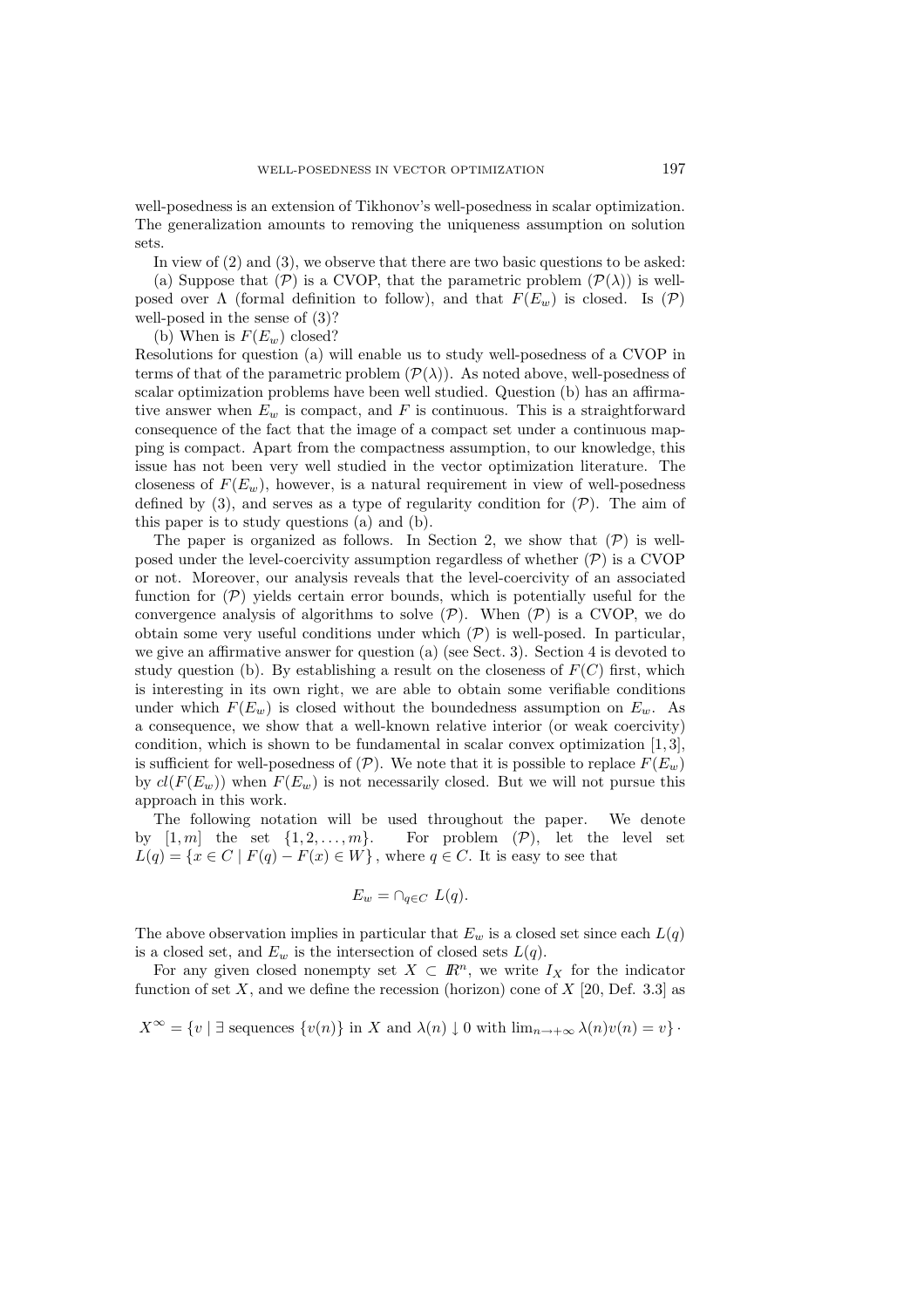well-posedness is an extension of Tikhonov's well-posedness in scalar optimization. The generalization amounts to removing the uniqueness assumption on solution sets.

In view of (2) and (3), we observe that there are two basic questions to be asked:

(a) Suppose that $(\mathcal{P})$ is a CVOP, that the parametric problem $(\mathcal{P}(\lambda))$ is well-posed over $\Lambda$ (formal definition to follow), and that $F(E_w)$ is closed. Is $(\mathcal{P})$ well-posed in the sense of (3)?

(b) When is $F(E_w)$ closed?

Resolutions for question (a) will enable us to study well-posedness of a CVOP in terms of that of the parametric problem $(\mathcal{P}(\lambda))$. As noted above, well-posedness of scalar optimization problems have been well studied. Question (b) has an affirmative answer when $E_w$ is compact, and $F$ is continuous. This is a straightforward consequence of the fact that the image of a compact set under a continuous mapping is compact. Apart from the compactness assumption, to our knowledge, this issue has not been very well studied in the vector optimization literature. The closeness of $F(E_w)$, however, is a natural requirement in view of well-posedness defined by (3), and serves as a type of regularity condition for $(\mathcal{P})$. The aim of this paper is to study questions (a) and (b).

The paper is organized as follows. In Section 2, we show that $(\mathcal{P})$ is well-posed under the level-coercivity assumption regardless of whether $(\mathcal{P})$ is a CVOP or not. Moreover, our analysis reveals that the level-coercivity of an associated function for $(\mathcal{P})$ yields certain error bounds, which is potentially useful for the convergence analysis of algorithms to solve $(\mathcal{P})$. When $(\mathcal{P})$ is a CVOP, we do obtain some very useful conditions under which $(\mathcal{P})$ is well-posed. In particular, we give an affirmative answer for question (a) (see Sect. 3). Section 4 is devoted to study question (b). By establishing a result on the closeness of $F(C)$ first, which is interesting in its own right, we are able to obtain some verifiable conditions under which $F(E_w)$ is closed without the boundedness assumption on $E_w$. As a consequence, we show that a well-known relative interior (or weak coercivity) condition, which is shown to be fundamental in scalar convex optimization [1, 3], is sufficient for well-posedness of $(\mathcal{P})$. We note that it is possible to replace $F(E_w)$ by $cl(F(E_w))$ when $F(E_w)$ is not necessarily closed. But we will not pursue this approach in this work.

The following notation will be used throughout the paper. We denote by $[1, m]$ the set $\{1, 2, \ldots, m\}$. For problem $(\mathcal{P})$, let the level set $L(q) = \{x \in C \mid F(q) - F(x) \in W\}$, where $q \in C$. It is easy to see that

$$E_w = \cap_{q \in C} \ L(q).$$

The above observation implies in particular that $E_w$ is a closed set since each $L(q)$ is a closed set, and $E_w$ is the intersection of closed sets $L(q)$.

For any given closed nonempty set $X \subset \mathbb{R}^n$, we write $I_X$ for the indicator function of set $X$, and we define the recession (horizon) cone of $X$ [20, Def. 3.3] as

$$X^{\infty} = \{v \mid \exists \text{ sequences } \{v(n)\} \text{ in } X \text{ and } \lambda(n) \downarrow 0 \text{ with } \lim_{n \to +\infty} \lambda(n) v(n) = v\} \cdot$$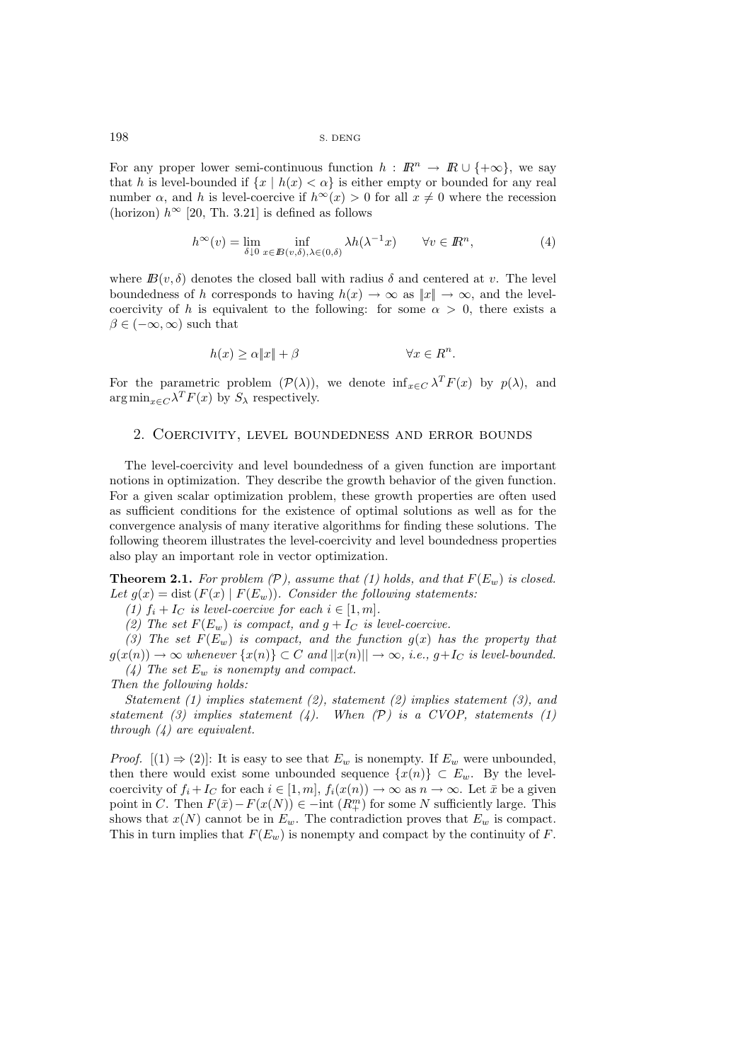For any proper lower semi-continuous function $h : I\!R^n \to I\!R \cup \{+\infty\}$, we say that $h$ is level-bounded if $\{x \mid h(x) < \alpha\}$ is either empty or bounded for any real number $\alpha$, and $h$ is level-coercive if $h^\infty(x) > 0$ for all $x \neq 0$ where the recession (horizon) $h^\infty$ [20, Th. 3.21] is defined as follows

$$h^\infty(v) = \lim_{\delta \downarrow 0} \inf_{x \in I\!B(v,\delta), \lambda \in (0,\delta)} \lambda h(\lambda^{-1} x) \qquad \forall v \in I\!R^n, \tag{4}$$

where $I\!B(v, \delta)$ denotes the closed ball with radius $\delta$ and centered at $v$. The level boundedness of $h$ corresponds to having $h(x) \to \infty$ as $\|x\| \to \infty$, and the level-coercivity of $h$ is equivalent to the following: for some $\alpha > 0$, there exists a $\beta \in (-\infty, \infty)$ such that

$$h(x) \geq \alpha \|x\| + \beta \qquad\qquad \forall x \in R^n.$$

For the parametric problem $(\mathcal{P}(\lambda))$, we denote $\inf_{x \in C} \lambda^T F(x)$ by $p(\lambda)$, and $\arg\min_{x \in C} \lambda^T F(x)$ by $S_\lambda$ respectively.

## 2. Coercivity, level boundedness and error bounds

The level-coercivity and level boundedness of a given function are important notions in optimization. They describe the growth behavior of the given function. For a given scalar optimization problem, these growth properties are often used as sufficient conditions for the existence of optimal solutions as well as for the convergence analysis of many iterative algorithms for finding these solutions. The following theorem illustrates the level-coercivity and level boundedness properties also play an important role in vector optimization.

**Theorem 2.1.** *For problem $(\mathcal{P})$, assume that (1) holds, and that $F(E_w)$ is closed. Let $g(x) = \text{dist}\,(F(x) \mid F(E_w))$. Consider the following statements:*

*(1) $f_i + I_C$ is level-coercive for each $i \in [1, m]$.*

*(2) The set $F(E_w)$ is compact, and $g + I_C$ is level-coercive.*

*(3) The set $F(E_w)$ is compact, and the function $g(x)$ has the property that $g(x(n)) \to \infty$ whenever $\{x(n)\} \subset C$ and $||x(n)|| \to \infty$, i.e., $g + I_C$ is level-bounded.*

*(4) The set $E_w$ is nonempty and compact.*

*Then the following holds:*

*Statement (1) implies statement (2), statement (2) implies statement (3), and statement (3) implies statement (4). When $(\mathcal{P})$ is a CVOP, statements (1) through (4) are equivalent.*

*Proof.* $[(1) \Rightarrow (2)]$: It is easy to see that $E_w$ is nonempty. If $E_w$ were unbounded, then there would exist some unbounded sequence $\{x(n)\} \subset E_w$. By the level-coercivity of $f_i + I_C$ for each $i \in [1, m]$, $f_i(x(n)) \to \infty$ as $n \to \infty$. Let $\bar{x}$ be a given point in $C$. Then $F(\bar{x}) - F(x(N)) \in -\text{int}\,(R^m_+)$ for some $N$ sufficiently large. This shows that $x(N)$ cannot be in $E_w$. The contradiction proves that $E_w$ is compact. This in turn implies that $F(E_w)$ is nonempty and compact by the continuity of $F$.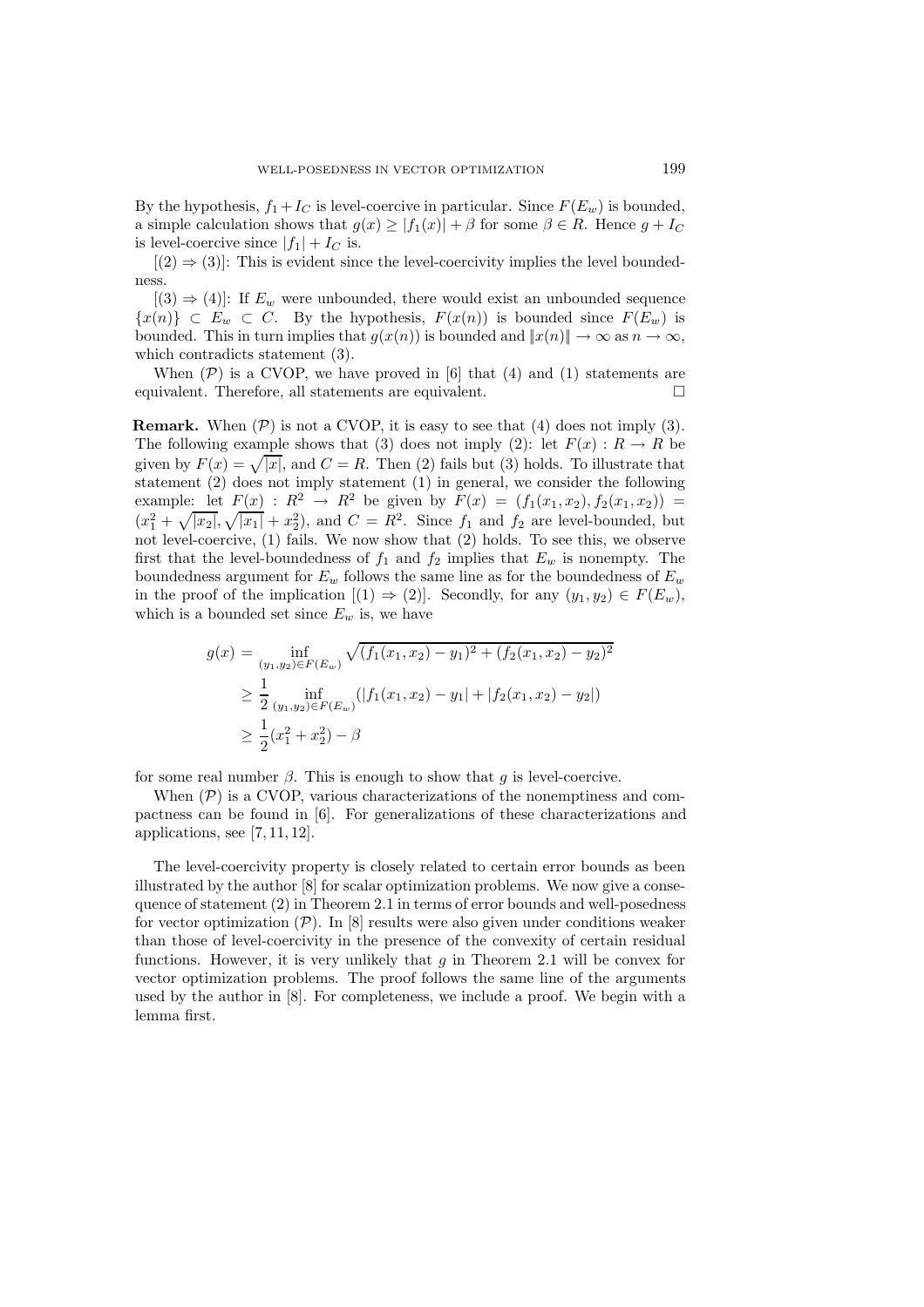By the hypothesis, $f_1 + I_C$ is level-coercive in particular. Since $F(E_w)$ is bounded, a simple calculation shows that $g(x) \geq |f_1(x)| + \beta$ for some $\beta \in R$. Hence $g + I_C$ is level-coercive since $|f_1| + I_C$ is.

$[(2) \Rightarrow (3)]$: This is evident since the level-coercivity implies the level boundedness.

$[(3) \Rightarrow (4)]$: If $E_w$ were unbounded, there would exist an unbounded sequence $\{x(n)\} \subset E_w \subset C$. By the hypothesis, $F(x(n))$ is bounded since $F(E_w)$ is bounded. This in turn implies that $g(x(n))$ is bounded and $\|x(n)\| \to \infty$ as $n \to \infty$, which contradicts statement (3).

When $(\mathcal{P})$ is a CVOP, we have proved in [6] that (4) and (1) statements are equivalent. Therefore, all statements are equivalent. $\square$

**Remark.** When $(\mathcal{P})$ is not a CVOP, it is easy to see that (4) does not imply (3). The following example shows that (3) does not imply (2): let $F(x) : R \to R$ be given by $F(x) = \sqrt{|x|}$, and $C = R$. Then (2) fails but (3) holds. To illustrate that statement (2) does not imply statement (1) in general, we consider the following example: let $F(x) : R^2 \to R^2$ be given by $F(x) = (f_1(x_1, x_2), f_2(x_1, x_2)) = (x_1^2 + \sqrt{|x_2|}, \sqrt{|x_1|} + x_2^2)$, and $C = R^2$. Since $f_1$ and $f_2$ are level-bounded, but not level-coercive, (1) fails. We now show that (2) holds. To see this, we observe first that the level-boundedness of $f_1$ and $f_2$ implies that $E_w$ is nonempty. The boundedness argument for $E_w$ follows the same line as for the boundedness of $E_w$ in the proof of the implication $[(1) \Rightarrow (2)]$. Secondly, for any $(y_1, y_2) \in F(E_w)$, which is a bounded set since $E_w$ is, we have

$$
\begin{aligned}
g(x) &= \inf_{(y_1,y_2)\in F(E_w)} \sqrt{(f_1(x_1,x_2) - y_1)^2 + (f_2(x_1,x_2) - y_2)^2} \\
&\geq \frac{1}{2} \inf_{(y_1,y_2)\in F(E_w)} (|f_1(x_1,x_2) - y_1| + |f_2(x_1,x_2) - y_2|) \\
&\geq \frac{1}{2}(x_1^2 + x_2^2) - \beta
\end{aligned}
$$

for some real number $\beta$. This is enough to show that $g$ is level-coercive.

When $(\mathcal{P})$ is a CVOP, various characterizations of the nonemptiness and compactness can be found in [6]. For generalizations of these characterizations and applications, see [7, 11, 12].

The level-coercivity property is closely related to certain error bounds as been illustrated by the author [8] for scalar optimization problems. We now give a consequence of statement (2) in Theorem 2.1 in terms of error bounds and well-posedness for vector optimization $(\mathcal{P})$. In [8] results were also given under conditions weaker than those of level-coercivity in the presence of the convexity of certain residual functions. However, it is very unlikely that $g$ in Theorem 2.1 will be convex for vector optimization problems. The proof follows the same line of the arguments used by the author in [8]. For completeness, we include a proof. We begin with a lemma first.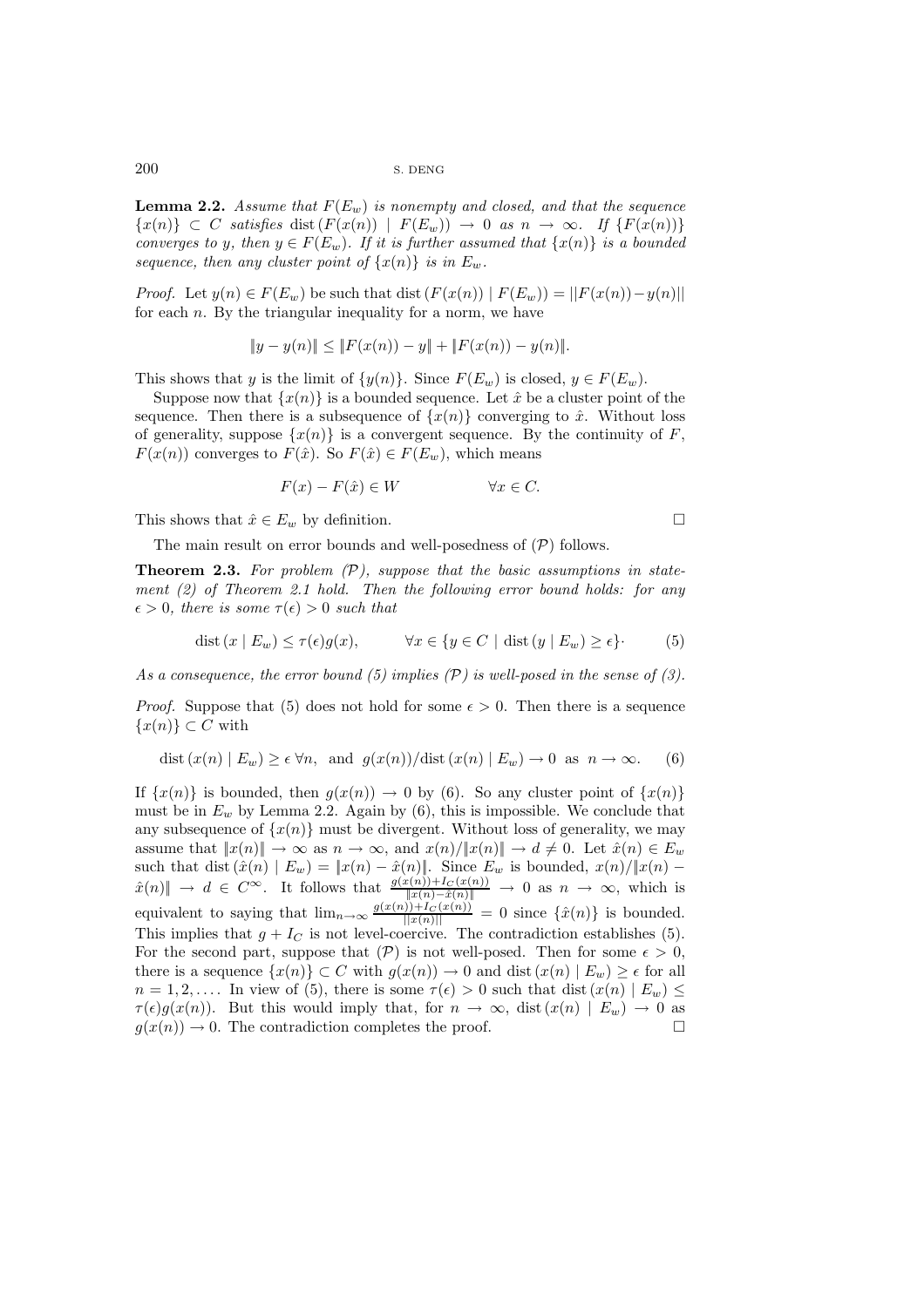**Lemma 2.2.** *Assume that $F(E_w)$ is nonempty and closed, and that the sequence $\{x(n)\} \subset C$ satisfies $\operatorname{dist}(F(x(n)) \mid F(E_w)) \to 0$ as $n \to \infty$. If $\{F(x(n))\}$ converges to $y$, then $y \in F(E_w)$. If it is further assumed that $\{x(n)\}$ is a bounded sequence, then any cluster point of $\{x(n)\}$ is in $E_w$.*

*Proof.* Let $y(n) \in F(E_w)$ be such that $\operatorname{dist}(F(x(n)) \mid F(E_w)) = ||F(x(n)) - y(n)||$ for each $n$. By the triangular inequality for a norm, we have

$$\|y - y(n)\| \le \|F(x(n)) - y\| + \|F(x(n)) - y(n)\|.$$

This shows that $y$ is the limit of $\{y(n)\}$. Since $F(E_w)$ is closed, $y \in F(E_w)$.

Suppose now that $\{x(n)\}$ is a bounded sequence. Let $\hat{x}$ be a cluster point of the sequence. Then there is a subsequence of $\{x(n)\}$ converging to $\hat{x}$. Without loss of generality, suppose $\{x(n)\}$ is a convergent sequence. By the continuity of $F$, $F(x(n))$ converges to $F(\hat{x})$. So $F(\hat{x}) \in F(E_w)$, which means

$$F(x) - F(\hat{x}) \in W \qquad\qquad \forall x \in C.$$

This shows that $\hat{x} \in E_w$ by definition. $\square$

The main result on error bounds and well-posedness of $(\mathcal{P})$ follows.

**Theorem 2.3.** *For problem $(\mathcal{P})$, suppose that the basic assumptions in statement (2) of Theorem 2.1 hold. Then the following error bound holds: for any $\epsilon > 0$, there is some $\tau(\epsilon) > 0$ such that*

$$\operatorname{dist}(x \mid E_w) \le \tau(\epsilon) g(x), \qquad \forall x \in \{y \in C \mid \operatorname{dist}(y \mid E_w) \ge \epsilon\}\cdot \tag{5}$$

*As a consequence, the error bound (5) implies $(\mathcal{P})$ is well-posed in the sense of (3).*

*Proof.* Suppose that (5) does not hold for some $\epsilon > 0$. Then there is a sequence $\{x(n)\} \subset C$ with

$$\operatorname{dist}(x(n) \mid E_w) \ge \epsilon \ \forall n, \ \text{ and } \ g(x(n))/\operatorname{dist}(x(n) \mid E_w) \to 0 \ \text{ as } \ n \to \infty. \tag{6}$$

If $\{x(n)\}$ is bounded, then $g(x(n)) \to 0$ by (6). So any cluster point of $\{x(n)\}$ must be in $E_w$ by Lemma 2.2. Again by (6), this is impossible. We conclude that any subsequence of $\{x(n)\}$ must be divergent. Without loss of generality, we may assume that $\|x(n)\| \to \infty$ as $n \to \infty$, and $x(n)/\|x(n)\| \to d \neq 0$. Let $\hat{x}(n) \in E_w$ such that $\operatorname{dist}(\hat{x}(n) \mid E_w) = \|x(n) - \hat{x}(n)\|$. Since $E_w$ is bounded, $x(n)/\|x(n) - \hat{x}(n)\| \to d \in C^\infty$. It follows that $\frac{g(x(n)) + I_C(x(n))}{\|x(n) - \hat{x}(n)\|} \to 0$ as $n \to \infty$, which is equivalent to saying that $\lim_{n\to\infty} \frac{g(x(n)) + I_C(x(n))}{||x(n)||} = 0$ since $\{\hat{x}(n)\}$ is bounded. This implies that $g + I_C$ is not level-coercive. The contradiction establishes (5). For the second part, suppose that $(\mathcal{P})$ is not well-posed. Then for some $\epsilon > 0$, there is a sequence $\{x(n)\} \subset C$ with $g(x(n)) \to 0$ and $\operatorname{dist}(x(n) \mid E_w) \ge \epsilon$ for all $n = 1, 2, \ldots$. In view of (5), there is some $\tau(\epsilon) > 0$ such that $\operatorname{dist}(x(n) \mid E_w) \le \tau(\epsilon) g(x(n))$. But this would imply that, for $n \to \infty$, $\operatorname{dist}(x(n) \mid E_w) \to 0$ as $g(x(n)) \to 0$. The contradiction completes the proof. $\square$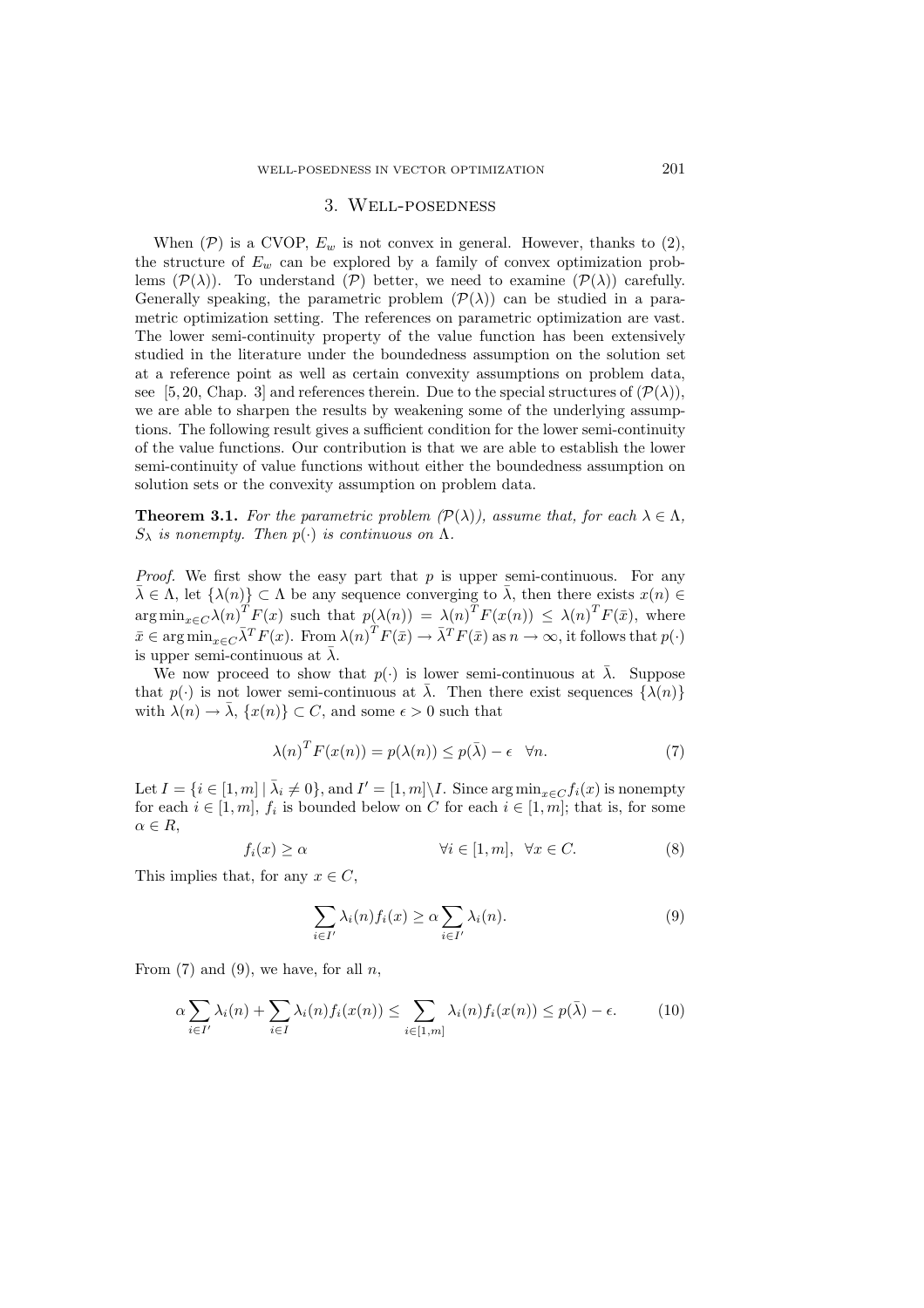## 3. Well-posedness

When $(\mathcal{P})$ is a CVOP, $E_w$ is not convex in general. However, thanks to (2), the structure of $E_w$ can be explored by a family of convex optimization problems $(\mathcal{P}(\lambda))$. To understand $(\mathcal{P})$ better, we need to examine $(\mathcal{P}(\lambda))$ carefully. Generally speaking, the parametric problem $(\mathcal{P}(\lambda))$ can be studied in a parametric optimization setting. The references on parametric optimization are vast. The lower semi-continuity property of the value function has been extensively studied in the literature under the boundedness assumption on the solution set at a reference point as well as certain convexity assumptions on problem data, see [5, 20, Chap. 3] and references therein. Due to the special structures of $(\mathcal{P}(\lambda))$, we are able to sharpen the results by weakening some of the underlying assumptions. The following result gives a sufficient condition for the lower semi-continuity of the value functions. Our contribution is that we are able to establish the lower semi-continuity of value functions without either the boundedness assumption on solution sets or the convexity assumption on problem data.

**Theorem 3.1.** *For the parametric problem ($\mathcal{P}(\lambda)$), assume that, for each $\lambda \in \Lambda$, $S_\lambda$ is nonempty. Then $p(\cdot)$ is continuous on $\Lambda$.*

*Proof.* We first show the easy part that $p$ is upper semi-continuous. For any $\bar{\lambda} \in \Lambda$, let $\{\lambda(n)\} \subset \Lambda$ be any sequence converging to $\bar{\lambda}$, then there exists $x(n) \in \arg\min_{x\in C} \lambda(n)^T F(x)$ such that $p(\lambda(n)) = \lambda(n)^T F(x(n)) \leq \lambda(n)^T F(\bar{x})$, where $\bar{x} \in \arg\min_{x\in C} \bar{\lambda}^T F(x)$. From $\lambda(n)^T F(\bar{x}) \to \bar{\lambda}^T F(\bar{x})$ as $n \to \infty$, it follows that $p(\cdot)$ is upper semi-continuous at $\bar{\lambda}$.

We now proceed to show that $p(\cdot)$ is lower semi-continuous at $\bar{\lambda}$. Suppose that $p(\cdot)$ is not lower semi-continuous at $\bar{\lambda}$. Then there exist sequences $\{\lambda(n)\}$ with $\lambda(n) \to \bar{\lambda}$, $\{x(n)\} \subset C$, and some $\epsilon > 0$ such that

$$\lambda(n)^T F(x(n)) = p(\lambda(n)) \leq p(\bar{\lambda}) - \epsilon \quad \forall n. \tag{7}$$

Let $I = \{i \in [1, m] \mid \bar{\lambda}_i \neq 0\}$, and $I' = [1, m] \backslash I$. Since $\arg\min_{x\in C} f_i(x)$ is nonempty for each $i \in [1, m]$, $f_i$ is bounded below on $C$ for each $i \in [1, m]$; that is, for some $\alpha \in R$,

$$f_i(x) \geq \alpha \qquad\qquad \forall i \in [1, m], \;\; \forall x \in C. \tag{8}$$

This implies that, for any $x \in C$,

$$\sum_{i\in I'} \lambda_i(n) f_i(x) \geq \alpha \sum_{i\in I'} \lambda_i(n). \tag{9}$$

From (7) and (9), we have, for all $n$,

$$\alpha \sum_{i\in I'} \lambda_i(n) + \sum_{i\in I} \lambda_i(n) f_i(x(n)) \leq \sum_{i\in[1,m]} \lambda_i(n) f_i(x(n)) \leq p(\bar{\lambda}) - \epsilon. \tag{10}$$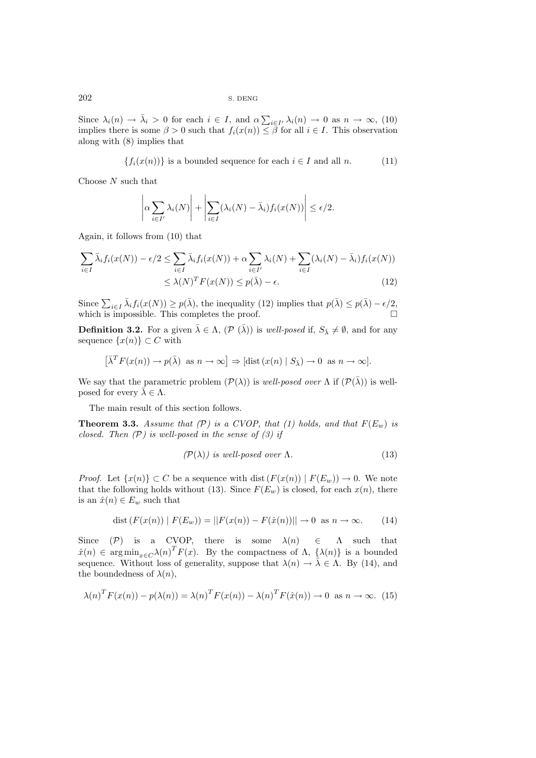Since $\lambda_i(n) \to \bar{\lambda}_i > 0$ for each $i \in I$, and $\alpha \sum_{i \in I'} \lambda_i(n) \to 0$ as $n \to \infty$, (10) implies there is some $\beta > 0$ such that $f_i(x(n)) \leq \beta$ for all $i \in I$. This observation along with (8) implies that

$$\{f_i(x(n))\} \text{ is a bounded sequence for each } i \in I \text{ and all } n. \tag{11}$$

Choose $N$ such that

$$\left| \alpha \sum_{i \in I'} \lambda_i(N) \right| + \left| \sum_{i \in I} (\lambda_i(N) - \bar{\lambda}_i) f_i(x(N)) \right| \leq \epsilon/2.$$

Again, it follows from (10) that

$$\begin{aligned} \sum_{i \in I} \bar{\lambda}_i f_i(x(N)) - \epsilon/2 &\leq \sum_{i \in I} \bar{\lambda}_i f_i(x(N)) + \alpha \sum_{i \in I'} \lambda_i(N) + \sum_{i \in I} (\lambda_i(N) - \bar{\lambda}_i) f_i(x(N)) \\ &\leq \lambda(N)^T F(x(N)) \leq p(\bar{\lambda}) - \epsilon. \end{aligned} \tag{12}$$

Since $\sum_{i \in I} \bar{\lambda}_i f_i(x(N)) \geq p(\bar{\lambda})$, the inequality (12) implies that $p(\bar{\lambda}) \leq p(\bar{\lambda}) - \epsilon/2$, which is impossible. This completes the proof. □

**Definition 3.2.** For a given $\bar{\lambda} \in \Lambda$, $(\mathcal{P}\ (\bar{\lambda}))$ is *well-posed* if, $S_{\bar{\lambda}} \neq \emptyset$, and for any sequence $\{x(n)\} \subset C$ with

$$\left[\bar{\lambda}^T F(x(n)) \to p(\bar{\lambda}) \ \text{ as } n \to \infty\right] \Rightarrow \left[\operatorname{dist}(x(n) \mid S_{\bar{\lambda}}) \to 0 \ \text{ as } n \to \infty\right].$$

We say that the parametric problem $(\mathcal{P}(\lambda))$ is *well-posed over* $\Lambda$ if $(\mathcal{P}(\bar{\lambda}))$ is well-posed for every $\bar{\lambda} \in \Lambda$.

The main result of this section follows.

**Theorem 3.3.** *Assume that $(\mathcal{P})$ is a CVOP, that (1) holds, and that $F(E_w)$ is closed. Then $(\mathcal{P})$ is well-posed in the sense of (3) if*

$$(\mathcal{P}(\lambda)) \text{ is well-posed over } \Lambda. \tag{13}$$

*Proof.* Let $\{x(n)\} \subset C$ be a sequence with $\operatorname{dist}(F(x(n)) \mid F(E_w)) \to 0$. We note that the following holds without (13). Since $F(E_w)$ is closed, for each $x(n)$, there is an $\hat{x}(n) \in E_w$ such that

$$\operatorname{dist}(F(x(n)) \mid F(E_w)) = ||F(x(n)) - F(\hat{x}(n))|| \to 0 \ \text{ as } n \to \infty. \tag{14}$$

Since $(\mathcal{P})$ is a CVOP, there is some $\lambda(n) \in \Lambda$ such that $\hat{x}(n) \in \arg\min_{x \in C} \lambda(n)^T F(x)$. By the compactness of $\Lambda$, $\{\lambda(n)\}$ is a bounded sequence. Without loss of generality, suppose that $\lambda(n) \to \bar{\lambda} \in \Lambda$. By (14), and the boundedness of $\lambda(n)$,

$$\lambda(n)^T F(x(n)) - p(\lambda(n)) = \lambda(n)^T F(x(n)) - \lambda(n)^T F(\hat{x}(n)) \to 0 \ \text{ as } n \to \infty. \tag{15}$$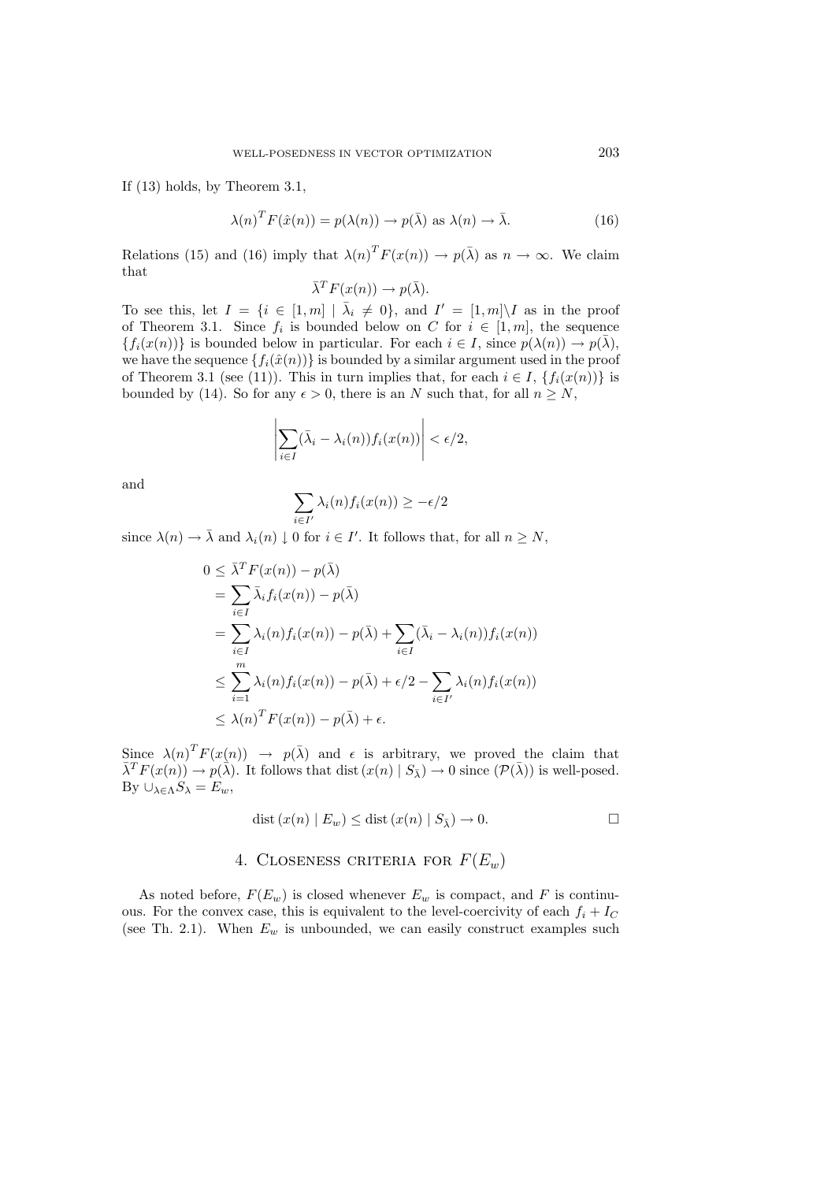If (13) holds, by Theorem 3.1,

$$\lambda(n)^T F(\hat{x}(n)) = p(\lambda(n)) \to p(\bar{\lambda}) \text{ as } \lambda(n) \to \bar{\lambda}. \tag{16}$$

Relations (15) and (16) imply that $\lambda(n)^T F(x(n)) \to p(\bar{\lambda})$ as $n \to \infty$. We claim that

$$\bar{\lambda}^T F(x(n)) \to p(\bar{\lambda}).$$

To see this, let $I = \{i \in [1, m] \mid \bar{\lambda}_i \neq 0\}$, and $I' = [1, m] \backslash I$ as in the proof of Theorem 3.1. Since $f_i$ is bounded below on $C$ for $i \in [1, m]$, the sequence $\{f_i(x(n))\}$ is bounded below in particular. For each $i \in I$, since $p(\lambda(n)) \to p(\bar{\lambda})$, we have the sequence $\{f_i(\hat{x}(n))\}$ is bounded by a similar argument used in the proof of Theorem 3.1 (see (11)). This in turn implies that, for each $i \in I$, $\{f_i(x(n))\}$ is bounded by (14). So for any $\epsilon > 0$, there is an $N$ such that, for all $n \geq N$,

$$\left| \sum_{i \in I} (\bar{\lambda}_i - \lambda_i(n)) f_i(x(n)) \right| < \epsilon/2,$$

and

$$\sum_{i \in I'} \lambda_i(n) f_i(x(n)) \geq -\epsilon/2$$

since $\lambda(n) \to \bar{\lambda}$ and $\lambda_i(n) \downarrow 0$ for $i \in I'$. It follows that, for all $n \geq N$,

$$\begin{aligned}
0 &\leq \bar{\lambda}^T F(x(n)) - p(\bar{\lambda}) \\
&= \sum_{i \in I} \bar{\lambda}_i f_i(x(n)) - p(\bar{\lambda}) \\
&= \sum_{i \in I} \lambda_i(n) f_i(x(n)) - p(\bar{\lambda}) + \sum_{i \in I} (\bar{\lambda}_i - \lambda_i(n)) f_i(x(n)) \\
&\leq \sum_{i=1}^{m} \lambda_i(n) f_i(x(n)) - p(\bar{\lambda}) + \epsilon/2 - \sum_{i \in I'} \lambda_i(n) f_i(x(n)) \\
&\leq \lambda(n)^T F(x(n)) - p(\bar{\lambda}) + \epsilon.
\end{aligned}$$

Since $\lambda(n)^T F(x(n)) \to p(\bar{\lambda})$ and $\epsilon$ is arbitrary, we proved the claim that $\bar{\lambda}^T F(x(n)) \to p(\bar{\lambda})$. It follows that $\operatorname{dist}(x(n) \mid S_{\bar{\lambda}}) \to 0$ since $(\mathcal{P}(\bar{\lambda}))$ is well-posed. By $\cup_{\lambda \in \Lambda} S_\lambda = E_w$,

$$\operatorname{dist}(x(n) \mid E_w) \leq \operatorname{dist}(x(n) \mid S_{\bar{\lambda}}) \to 0. \qquad \square$$

## 4. Closeness criteria for $F(E_w)$

As noted before, $F(E_w)$ is closed whenever $E_w$ is compact, and $F$ is continuous. For the convex case, this is equivalent to the level-coercivity of each $f_i + I_C$ (see Th. 2.1). When $E_w$ is unbounded, we can easily construct examples such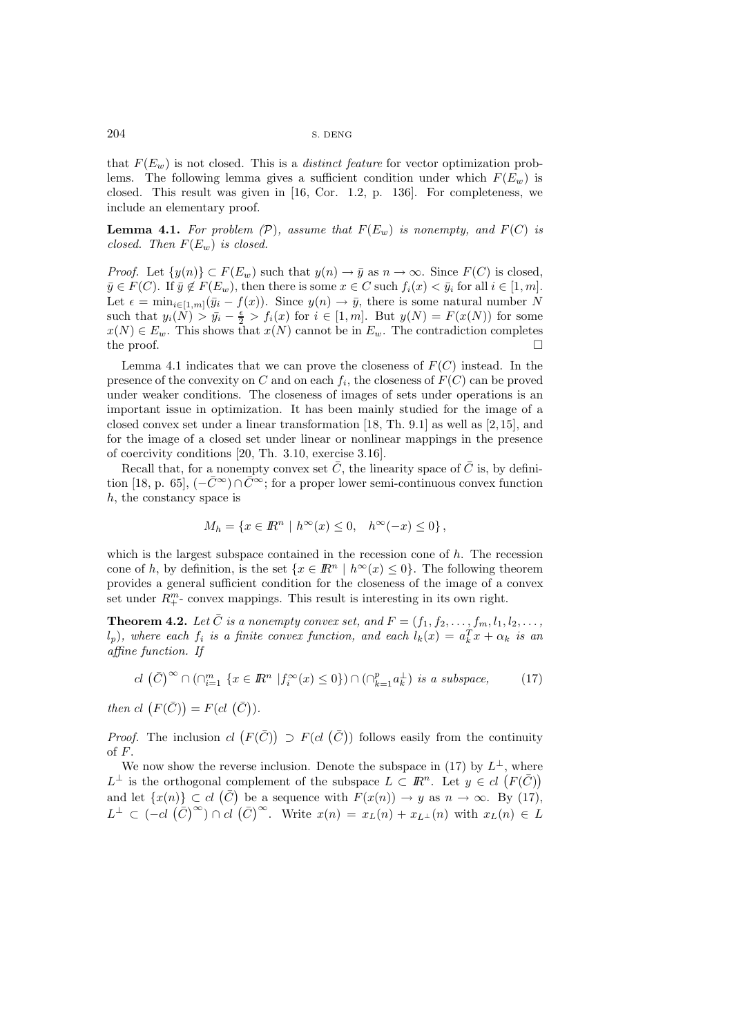that $F(E_w)$ is not closed. This is a *distinct feature* for vector optimization problems. The following lemma gives a sufficient condition under which $F(E_w)$ is closed. This result was given in [16, Cor. 1.2, p. 136]. For completeness, we include an elementary proof.

**Lemma 4.1.** *For problem ($\mathcal{P}$), assume that $F(E_w)$ is nonempty, and $F(C)$ is closed. Then $F(E_w)$ is closed.*

*Proof.* Let $\{y(n)\} \subset F(E_w)$ such that $y(n) \to \bar{y}$ as $n \to \infty$. Since $F(C)$ is closed, $\bar{y} \in F(C)$. If $\bar{y} \notin F(E_w)$, then there is some $x \in C$ such $f_i(x) < \bar{y}_i$ for all $i \in [1, m]$. Let $\epsilon = \min_{i\in[1,m]}(\bar{y}_i - f(x))$. Since $y(n) \to \bar{y}$, there is some natural number $N$ such that $y_i(N) > \bar{y}_i - \frac{\epsilon}{2} > f_i(x)$ for $i \in [1, m]$. But $y(N) = F(x(N))$ for some $x(N) \in E_w$. This shows that $x(N)$ cannot be in $E_w$. The contradiction completes the proof. $\square$

Lemma 4.1 indicates that we can prove the closeness of $F(C)$ instead. In the presence of the convexity on $C$ and on each $f_i$, the closeness of $F(C)$ can be proved under weaker conditions. The closeness of images of sets under operations is an important issue in optimization. It has been mainly studied for the image of a closed convex set under a linear transformation [18, Th. 9.1] as well as [2,15], and for the image of a closed set under linear or nonlinear mappings in the presence of coercivity conditions [20, Th. 3.10, exercise 3.16].

Recall that, for a nonempty convex set $\bar{C}$, the linearity space of $\bar{C}$ is, by definition [18, p. 65], $(-\bar{C}^\infty) \cap \bar{C}^\infty$; for a proper lower semi-continuous convex function $h$, the constancy space is

$$M_h = \{x \in I\!R^n \mid h^\infty(x) \leq 0, \quad h^\infty(-x) \leq 0\},$$

which is the largest subspace contained in the recession cone of $h$. The recession cone of $h$, by definition, is the set $\{x \in I\!R^n \mid h^\infty(x) \leq 0\}$. The following theorem provides a general sufficient condition for the closeness of the image of a convex set under $R^m_+$- convex mappings. This result is interesting in its own right.

**Theorem 4.2.** *Let $\bar{C}$ is a nonempty convex set, and $F = (f_1, f_2, \ldots, f_m, l_1, l_2, \ldots, l_p)$, where each $f_i$ is a finite convex function, and each $l_k(x) = a_k^T x + \alpha_k$ is an affine function. If*

$$cl\,(\bar{C})^\infty \cap (\cap_{i=1}^m \{x \in I\!R^n \mid f_i^\infty(x) \leq 0\}) \cap (\cap_{k=1}^p a_k^\perp) \text{ is a subspace,} \tag{17}$$

*then $cl\,(F(\bar{C})) = F(cl\,(\bar{C}))$.*

*Proof.* The inclusion $cl\,(F(\bar{C})) \supset F(cl\,(\bar{C}))$ follows easily from the continuity of $F$.

We now show the reverse inclusion. Denote the subspace in (17) by $L^\perp$, where $L^\perp$ is the orthogonal complement of the subspace $L \subset I\!R^n$. Let $y \in cl\,(F(\bar{C}))$ and let $\{x(n)\} \subset cl\,(\bar{C})$ be a sequence with $F(x(n)) \to y$ as $n \to \infty$. By (17), $L^\perp \subset (-cl\,(\bar{C})^\infty) \cap cl\,(\bar{C})^\infty$. Write $x(n) = x_L(n) + x_{L^\perp}(n)$ with $x_L(n) \in L$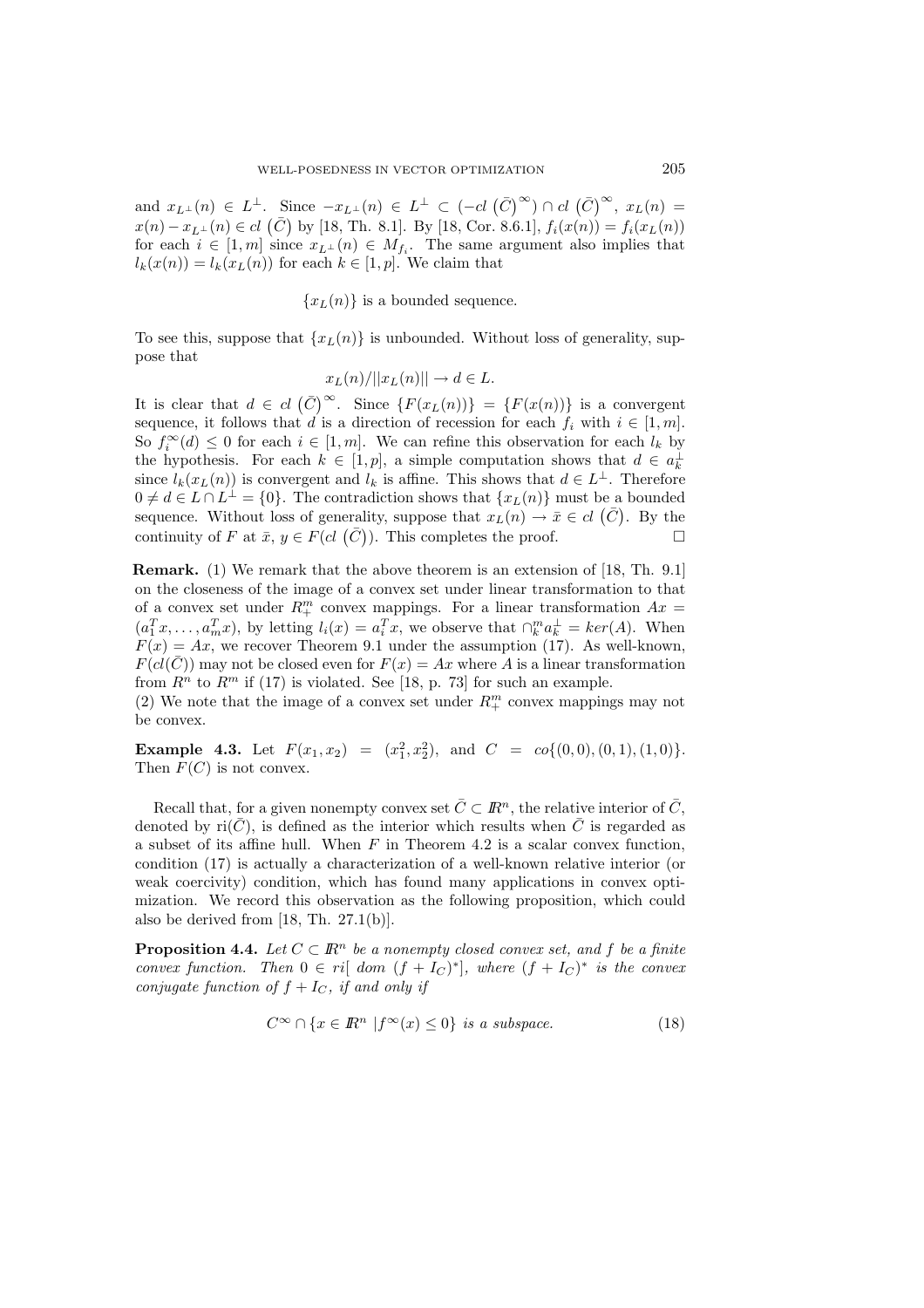and $x_{L^\perp}(n) \in L^\perp$. Since $-x_{L^\perp}(n) \in L^\perp \subset (-cl\left(\bar{C}\right)^\infty) \cap cl\left(\bar{C}\right)^\infty$, $x_L(n) = x(n) - x_{L^\perp}(n) \in cl\left(\bar{C}\right)$ by [18, Th. 8.1]. By [18, Cor. 8.6.1], $f_i(x(n)) = f_i(x_L(n))$ for each $i \in [1, m]$ since $x_{L^\perp}(n) \in M_{f_i}$. The same argument also implies that $l_k(x(n)) = l_k(x_L(n))$ for each $k \in [1, p]$. We claim that

$$\{x_L(n)\} \text{ is a bounded sequence.}$$

To see this, suppose that $\{x_L(n)\}$ is unbounded. Without loss of generality, suppose that

$$x_L(n)/||x_L(n)|| \to d \in L.$$

It is clear that $d \in cl\left(\bar{C}\right)^\infty$. Since $\{F(x_L(n))\} = \{F(x(n))\}$ is a convergent sequence, it follows that $d$ is a direction of recession for each $f_i$ with $i \in [1, m]$. So $f_i^\infty(d) \leq 0$ for each $i \in [1, m]$. We can refine this observation for each $l_k$ by the hypothesis. For each $k \in [1, p]$, a simple computation shows that $d \in a_k^\perp$ since $l_k(x_L(n))$ is convergent and $l_k$ is affine. This shows that $d \in L^\perp$. Therefore $0 \neq d \in L \cap L^\perp = \{0\}$. The contradiction shows that $\{x_L(n)\}$ must be a bounded sequence. Without loss of generality, suppose that $x_L(n) \to \bar{x} \in cl\left(\bar{C}\right)$. By the continuity of $F$ at $\bar{x}$, $y \in F(cl\left(\bar{C}\right))$. This completes the proof. $\square$

**Remark.** (1) We remark that the above theorem is an extension of [18, Th. 9.1] on the closeness of the image of a convex set under linear transformation to that of a convex set under $R^m_+$ convex mappings. For a linear transformation $Ax = (a_1^T x, \ldots, a_m^T x)$, by letting $l_i(x) = a_i^T x$, we observe that $\cap_k^m a_k^\perp = ker(A)$. When $F(x) = Ax$, we recover Theorem 9.1 under the assumption (17). As well-known, $F(cl(\bar{C}))$ may not be closed even for $F(x) = Ax$ where $A$ is a linear transformation from $R^n$ to $R^m$ if (17) is violated. See [18, p. 73] for such an example.
(2) We note that the image of a convex set under $R^m_+$ convex mappings may not be convex.

**Example 4.3.** Let $F(x_1, x_2) = (x_1^2, x_2^2)$, and $C = co\{(0,0), (0,1), (1,0)\}$. Then $F(C)$ is not convex.

Recall that, for a given nonempty convex set $\bar{C} \subset I\!R^n$, the relative interior of $\bar{C}$, denoted by $\text{ri}(\bar{C})$, is defined as the interior which results when $\bar{C}$ is regarded as a subset of its affine hull. When $F$ in Theorem 4.2 is a scalar convex function, condition (17) is actually a characterization of a well-known relative interior (or weak coercivity) condition, which has found many applications in convex optimization. We record this observation as the following proposition, which could also be derived from [18, Th. 27.1(b)].

**Proposition 4.4.** *Let $C \subset I\!R^n$ be a nonempty closed convex set, and $f$ be a finite convex function. Then $0 \in ri[\ dom\ (f + I_C)^*]$, where $(f + I_C)^*$ is the convex conjugate function of $f + I_C$, if and only if*

$$C^\infty \cap \{x \in I\!R^n \ | f^\infty(x) \leq 0\} \text{ is a subspace.} \tag{18}$$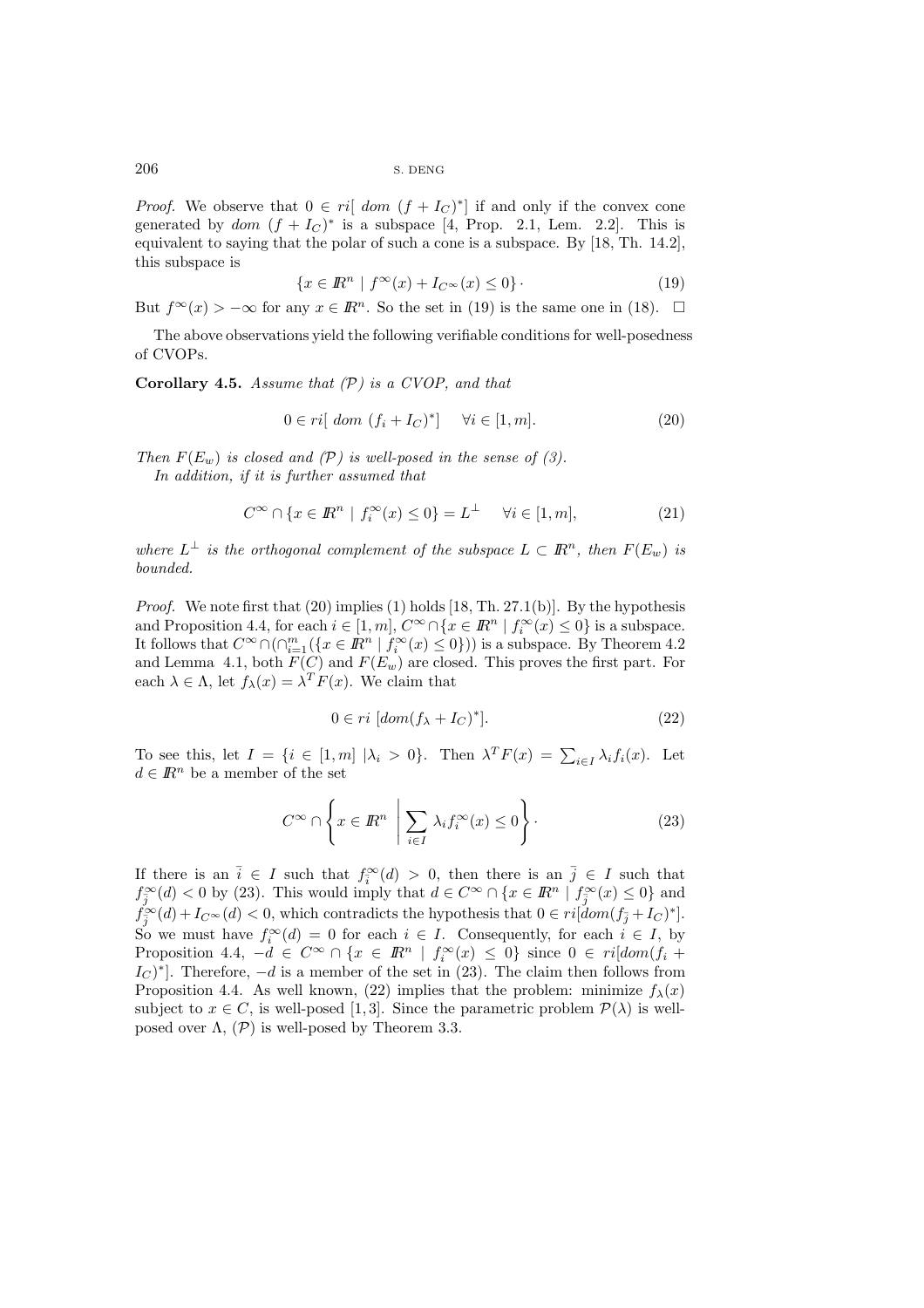*Proof.* We observe that $0 \in ri[\ dom\ (f + I_C)^*]$ if and only if the convex cone generated by $dom\ (f + I_C)^*$ is a subspace [4, Prop. 2.1, Lem. 2.2]. This is equivalent to saying that the polar of such a cone is a subspace. By [18, Th. 14.2], this subspace is

$$\{x \in I\!R^n \mid f^\infty(x) + I_{C^\infty}(x) \leq 0\}\cdot \tag{19}$$

But $f^\infty(x) > -\infty$ for any $x \in I\!R^n$. So the set in (19) is the same one in (18). $\square$

The above observations yield the following verifiable conditions for well-posedness of CVOPs.

**Corollary 4.5.** *Assume that $(\mathcal{P})$ is a CVOP, and that*

$$0 \in ri[\ dom\ (f_i + I_C)^*] \quad \forall i \in [1, m]. \tag{20}$$

*Then $F(E_w)$ is closed and $(\mathcal{P})$ is well-posed in the sense of (3).*

*In addition, if it is further assumed that*

$$C^\infty \cap \{x \in I\!R^n \mid f_i^\infty(x) \leq 0\} = L^\perp \quad \forall i \in [1, m], \tag{21}$$

*where $L^\perp$ is the orthogonal complement of the subspace $L \subset I\!R^n$, then $F(E_w)$ is bounded.*

*Proof.* We note first that (20) implies (1) holds [18, Th. 27.1(b)]. By the hypothesis and Proposition 4.4, for each $i \in [1, m]$, $C^\infty \cap \{x \in I\!R^n \mid f_i^\infty(x) \leq 0\}$ is a subspace. It follows that $C^\infty \cap (\cap_{i=1}^m (\{x \in I\!R^n \mid f_i^\infty(x) \leq 0\}))$ is a subspace. By Theorem 4.2 and Lemma 4.1, both $F(C)$ and $F(E_w)$ are closed. This proves the first part. For each $\lambda \in \Lambda$, let $f_\lambda(x) = \lambda^T F(x)$. We claim that

$$0 \in ri\ [dom(f_\lambda + I_C)^*]. \tag{22}$$

To see this, let $I = \{i \in [1, m] \mid \lambda_i > 0\}$. Then $\lambda^T F(x) = \sum_{i \in I} \lambda_i f_i(x)$. Let $d \in I\!R^n$ be a member of the set

$$C^\infty \cap \left\{ x \in I\!R^n \;\middle|\; \sum_{i \in I} \lambda_i f_i^\infty(x) \leq 0 \right\}\cdot \tag{23}$$

If there is an $\bar{i} \in I$ such that $f_{\bar{i}}^\infty(d) > 0$, then there is an $\bar{j} \in I$ such that $f_{\bar{j}}^\infty(d) < 0$ by (23). This would imply that $d \in C^\infty \cap \{x \in I\!R^n \mid f_{\bar{j}}^\infty(x) \leq 0\}$ and $f_{\bar{j}}^\infty(d) + I_{C^\infty}(d) < 0$, which contradicts the hypothesis that $0 \in ri[dom(f_{\bar{j}} + I_C)^*]$. So we must have $f_i^\infty(d) = 0$ for each $i \in I$. Consequently, for each $i \in I$, by Proposition 4.4, $-d \in C^\infty \cap \{x \in I\!R^n \mid f_i^\infty(x) \leq 0\}$ since $0 \in ri[dom(f_i + I_C)^*]$. Therefore, $-d$ is a member of the set in (23). The claim then follows from Proposition 4.4. As well known, (22) implies that the problem: minimize $f_\lambda(x)$ subject to $x \in C$, is well-posed [1, 3]. Since the parametric problem $\mathcal{P}(\lambda)$ is well-posed over $\Lambda$, $(\mathcal{P})$ is well-posed by Theorem 3.3.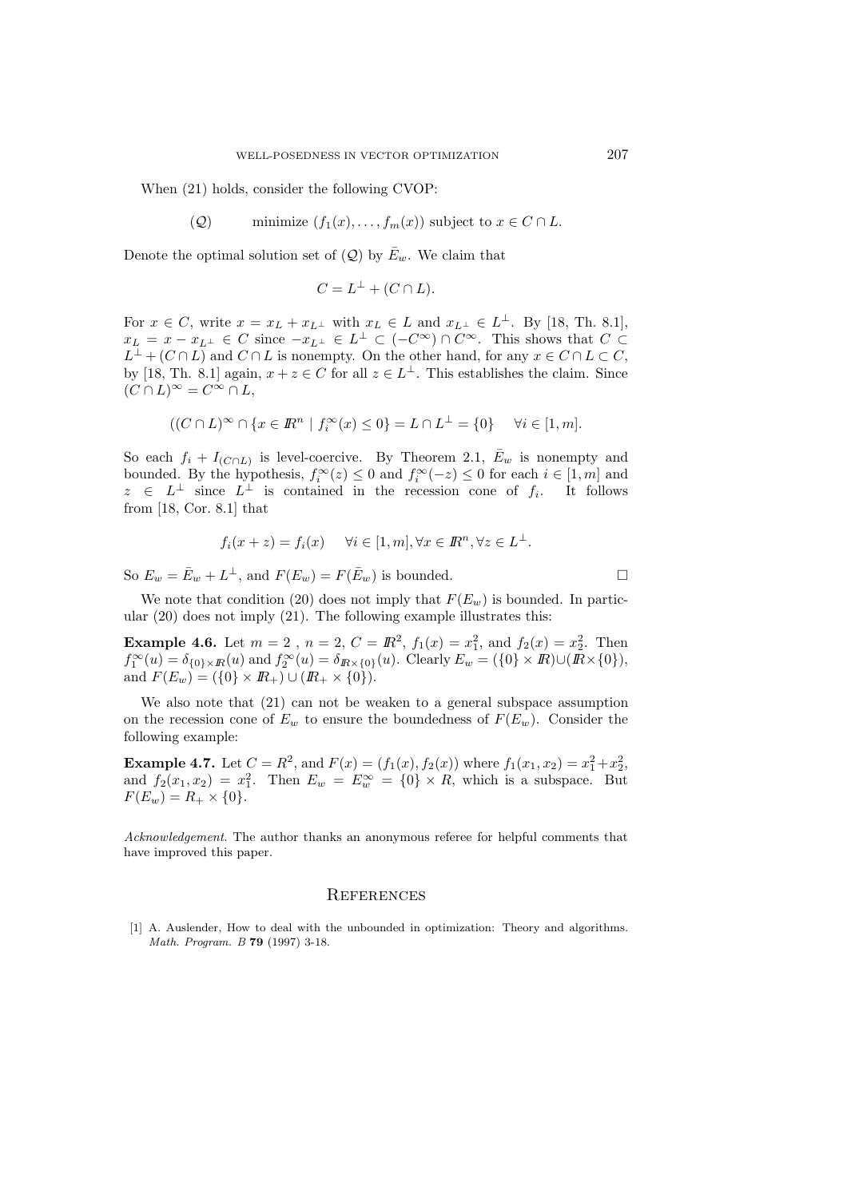When (21) holds, consider the following CVOP:

$$(\mathcal{Q}) \qquad \text{minimize } (f_1(x), \ldots, f_m(x)) \text{ subject to } x \in C \cap L.$$

Denote the optimal solution set of $(\mathcal{Q})$ by $\bar{E}_w$. We claim that

$$C = L^\perp + (C \cap L).$$

For $x \in C$, write $x = x_L + x_{L^\perp}$ with $x_L \in L$ and $x_{L^\perp} \in L^\perp$. By [18, Th. 8.1], $x_L = x - x_{L^\perp} \in C$ since $-x_{L^\perp} \in L^\perp \subset (-C^\infty) \cap C^\infty$. This shows that $C \subset L^\perp + (C \cap L)$ and $C \cap L$ is nonempty. On the other hand, for any $x \in C \cap L \subset C$, by [18, Th. 8.1] again, $x + z \in C$ for all $z \in L^\perp$. This establishes the claim. Since $(C \cap L)^\infty = C^\infty \cap L$,

$$((C \cap L)^\infty \cap \{x \in I\!R^n \mid f_i^\infty(x) \leq 0\} = L \cap L^\perp = \{0\} \quad \forall i \in [1, m].$$

So each $f_i + I_{(C \cap L)}$ is level-coercive. By Theorem 2.1, $\bar{E}_w$ is nonempty and bounded. By the hypothesis, $f_i^\infty(z) \leq 0$ and $f_i^\infty(-z) \leq 0$ for each $i \in [1, m]$ and $z \in L^\perp$ since $L^\perp$ is contained in the recession cone of $f_i$. It follows from [18, Cor. 8.1] that

$$f_i(x + z) = f_i(x) \quad \forall i \in [1, m], \forall x \in I\!R^n, \forall z \in L^\perp.$$

So $E_w = \bar{E}_w + L^\perp$, and $F(E_w) = F(\bar{E}_w)$ is bounded. □

We note that condition (20) does not imply that $F(E_w)$ is bounded. In particular (20) does not imply (21). The following example illustrates this:

**Example 4.6.** Let $m = 2$ , $n = 2$, $C = I\!R^2$, $f_1(x) = x_1^2$, and $f_2(x) = x_2^2$. Then $f_1^\infty(u) = \delta_{\{0\} \times I\!R}(u)$ and $f_2^\infty(u) = \delta_{I\!R \times \{0\}}(u)$. Clearly $E_w = (\{0\} \times I\!R) \cup (I\!R \times \{0\})$, and $F(E_w) = (\{0\} \times I\!R_+) \cup (I\!R_+ \times \{0\})$.

We also note that (21) can not be weaken to a general subspace assumption on the recession cone of $E_w$ to ensure the boundedness of $F(E_w)$. Consider the following example:

**Example 4.7.** Let $C = R^2$, and $F(x) = (f_1(x), f_2(x))$ where $f_1(x_1, x_2) = x_1^2 + x_2^2$, and $f_2(x_1, x_2) = x_1^2$. Then $E_w = E_w^\infty = \{0\} \times R$, which is a subspace. But $F(E_w) = R_+ \times \{0\}$.

*Acknowledgement.* The author thanks an anonymous referee for helpful comments that have improved this paper.

## References

[1] A. Auslender, How to deal with the unbounded in optimization: Theory and algorithms. *Math. Program. B* **79** (1997) 3-18.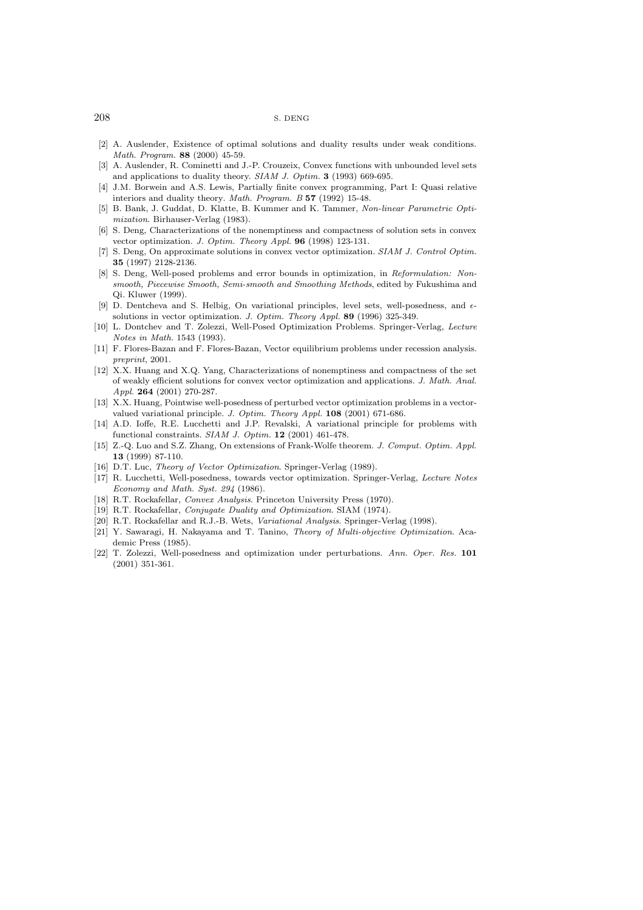[2] A. Auslender, Existence of optimal solutions and duality results under weak conditions. *Math. Program.* **88** (2000) 45-59.

[3] A. Auslender, R. Cominetti and J.-P. Crouzeix, Convex functions with unbounded level sets and applications to duality theory. *SIAM J. Optim.* **3** (1993) 669-695.

[4] J.M. Borwein and A.S. Lewis, Partially finite convex programming, Part I: Quasi relative interiors and duality theory. *Math. Program. B* **57** (1992) 15-48.

[5] B. Bank, J. Guddat, D. Klatte, B. Kummer and K. Tammer, *Non-linear Parametric Optimization*. Birhauser-Verlag (1983).

[6] S. Deng, Characterizations of the nonemptiness and compactness of solution sets in convex vector optimization. *J. Optim. Theory Appl.* **96** (1998) 123-131.

[7] S. Deng, On approximate solutions in convex vector optimization. *SIAM J. Control Optim.* **35** (1997) 2128-2136.

[8] S. Deng, Well-posed problems and error bounds in optimization, in *Reformulation: Nonsmooth, Piecewise Smooth, Semi-smooth and Smoothing Methods*, edited by Fukushima and Qi. Kluwer (1999).

[9] D. Dentcheva and S. Helbig, On variational principles, level sets, well-posedness, and $\epsilon$-solutions in vector optimization. *J. Optim. Theory Appl.* **89** (1996) 325-349.

[10] L. Dontchev and T. Zolezzi, Well-Posed Optimization Problems. Springer-Verlag, *Lecture Notes in Math.* 1543 (1993).

[11] F. Flores-Bazan and F. Flores-Bazan, Vector equilibrium problems under recession analysis. *preprint*, 2001.

[12] X.X. Huang and X.Q. Yang, Characterizations of nonemptiness and compactness of the set of weakly efficient solutions for convex vector optimization and applications. *J. Math. Anal. Appl.* **264** (2001) 270-287.

[13] X.X. Huang, Pointwise well-posedness of perturbed vector optimization problems in a vector-valued variational principle. *J. Optim. Theory Appl.* **108** (2001) 671-686.

[14] A.D. Ioffe, R.E. Lucchetti and J.P. Revalski, A variational principle for problems with functional constraints. *SIAM J. Optim.* **12** (2001) 461-478.

[15] Z.-Q. Luo and S.Z. Zhang, On extensions of Frank-Wolfe theorem. *J. Comput. Optim. Appl.* **13** (1999) 87-110.

[16] D.T. Luc, *Theory of Vector Optimization*. Springer-Verlag (1989).

[17] R. Lucchetti, Well-posedness, towards vector optimization. Springer-Verlag, *Lecture Notes Economy and Math. Syst. 294* (1986).

[18] R.T. Rockafellar, *Convex Analysis*. Princeton University Press (1970).

[19] R.T. Rockafellar, *Conjugate Duality and Optimization*. SIAM (1974).

[20] R.T. Rockafellar and R.J.-B. Wets, *Variational Analysis*. Springer-Verlag (1998).

[21] Y. Sawaragi, H. Nakayama and T. Tanino, *Theory of Multi-objective Optimization*. Academic Press (1985).

[22] T. Zolezzi, Well-posedness and optimization under perturbations. *Ann. Oper. Res.* **101** (2001) 351-361.